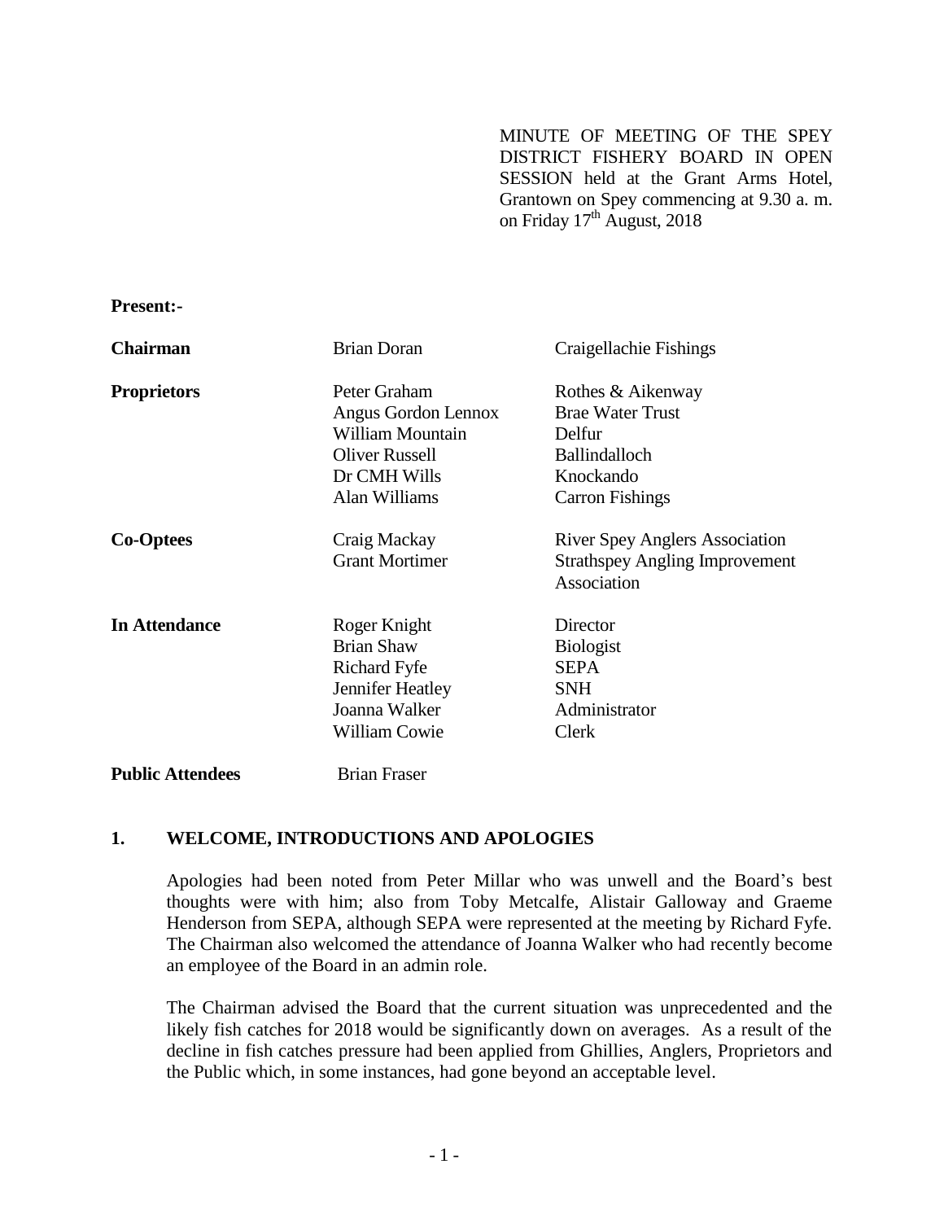MINUTE OF MEETING OF THE SPEY DISTRICT FISHERY BOARD IN OPEN SESSION held at the Grant Arms Hotel, Grantown on Spey commencing at 9.30 a. m. on Friday 17th August, 2018

**Present:-**

| | | |
|---|---|---|
| **Chairman** | Brian Doran | Craigellachie Fishings |
| **Proprietors** | Peter Graham | Rothes & Aikenway |
| | Angus Gordon Lennox | Brae Water Trust |
| | William Mountain | Delfur |
| | Oliver Russell | Ballindalloch |
| | Dr CMH Wills | Knockando |
| | Alan Williams | Carron Fishings |
| **Co-Optees** | Craig Mackay | River Spey Anglers Association |
| | Grant Mortimer | Strathspey Angling Improvement Association |
| **In Attendance** | Roger Knight | Director |
| | Brian Shaw | Biologist |
| | Richard Fyfe | SEPA |
| | Jennifer Heatley | SNH |
| | Joanna Walker | Administrator |
| | William Cowie | Clerk |
| **Public Attendees** | Brian Fraser | |

## 1. WELCOME, INTRODUCTIONS AND APOLOGIES

Apologies had been noted from Peter Millar who was unwell and the Board's best thoughts were with him; also from Toby Metcalfe, Alistair Galloway and Graeme Henderson from SEPA, although SEPA were represented at the meeting by Richard Fyfe. The Chairman also welcomed the attendance of Joanna Walker who had recently become an employee of the Board in an admin role.

The Chairman advised the Board that the current situation was unprecedented and the likely fish catches for 2018 would be significantly down on averages. As a result of the decline in fish catches pressure had been applied from Ghillies, Anglers, Proprietors and the Public which, in some instances, had gone beyond an acceptable level.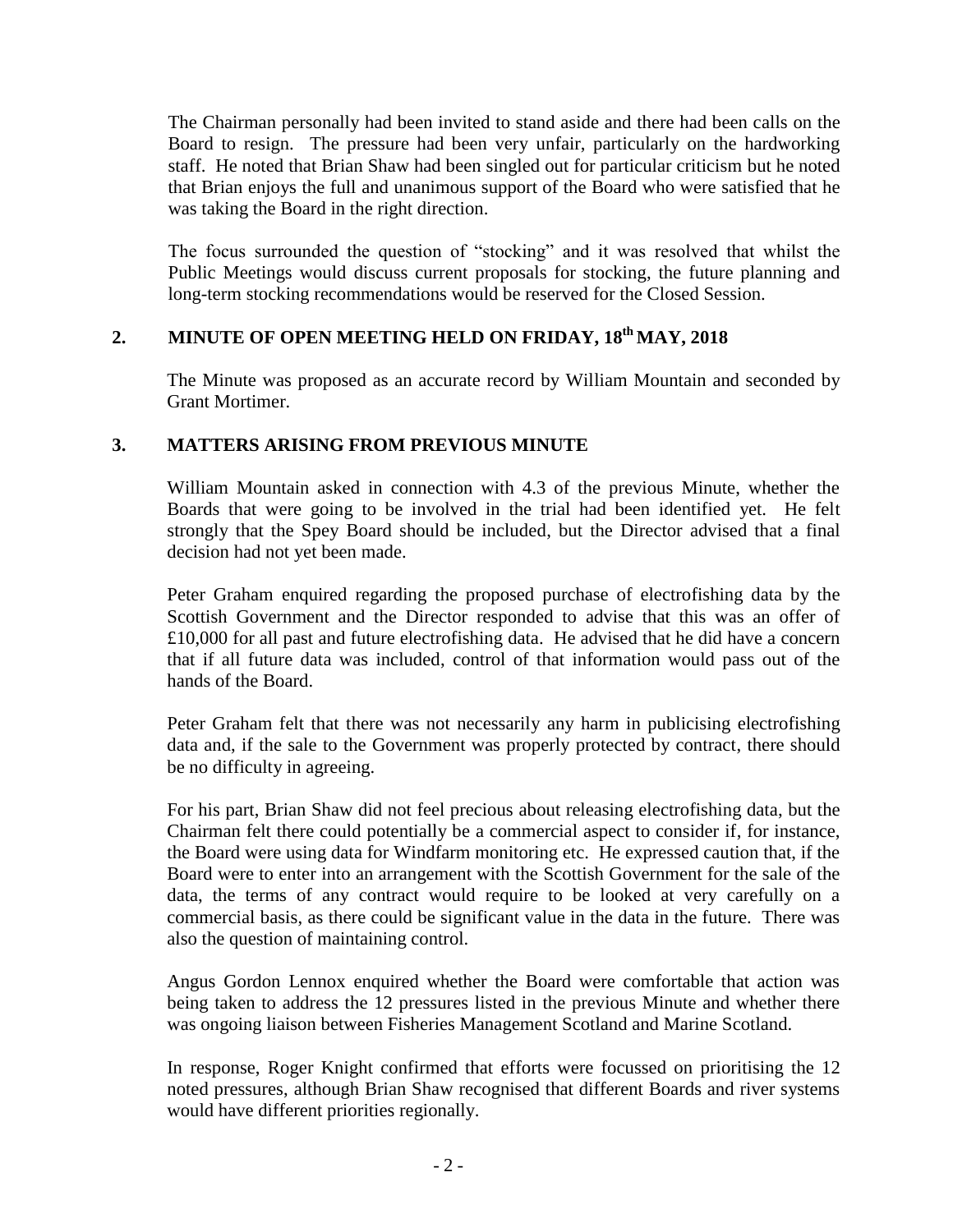The Chairman personally had been invited to stand aside and there had been calls on the Board to resign. The pressure had been very unfair, particularly on the hardworking staff. He noted that Brian Shaw had been singled out for particular criticism but he noted that Brian enjoys the full and unanimous support of the Board who were satisfied that he was taking the Board in the right direction.

The focus surrounded the question of "stocking" and it was resolved that whilst the Public Meetings would discuss current proposals for stocking, the future planning and long-term stocking recommendations would be reserved for the Closed Session.

## 2. MINUTE OF OPEN MEETING HELD ON FRIDAY, 18th MAY, 2018

The Minute was proposed as an accurate record by William Mountain and seconded by Grant Mortimer.

## 3. MATTERS ARISING FROM PREVIOUS MINUTE

William Mountain asked in connection with 4.3 of the previous Minute, whether the Boards that were going to be involved in the trial had been identified yet. He felt strongly that the Spey Board should be included, but the Director advised that a final decision had not yet been made.

Peter Graham enquired regarding the proposed purchase of electrofishing data by the Scottish Government and the Director responded to advise that this was an offer of £10,000 for all past and future electrofishing data. He advised that he did have a concern that if all future data was included, control of that information would pass out of the hands of the Board.

Peter Graham felt that there was not necessarily any harm in publicising electrofishing data and, if the sale to the Government was properly protected by contract, there should be no difficulty in agreeing.

For his part, Brian Shaw did not feel precious about releasing electrofishing data, but the Chairman felt there could potentially be a commercial aspect to consider if, for instance, the Board were using data for Windfarm monitoring etc. He expressed caution that, if the Board were to enter into an arrangement with the Scottish Government for the sale of the data, the terms of any contract would require to be looked at very carefully on a commercial basis, as there could be significant value in the data in the future. There was also the question of maintaining control.

Angus Gordon Lennox enquired whether the Board were comfortable that action was being taken to address the 12 pressures listed in the previous Minute and whether there was ongoing liaison between Fisheries Management Scotland and Marine Scotland.

In response, Roger Knight confirmed that efforts were focussed on prioritising the 12 noted pressures, although Brian Shaw recognised that different Boards and river systems would have different priorities regionally.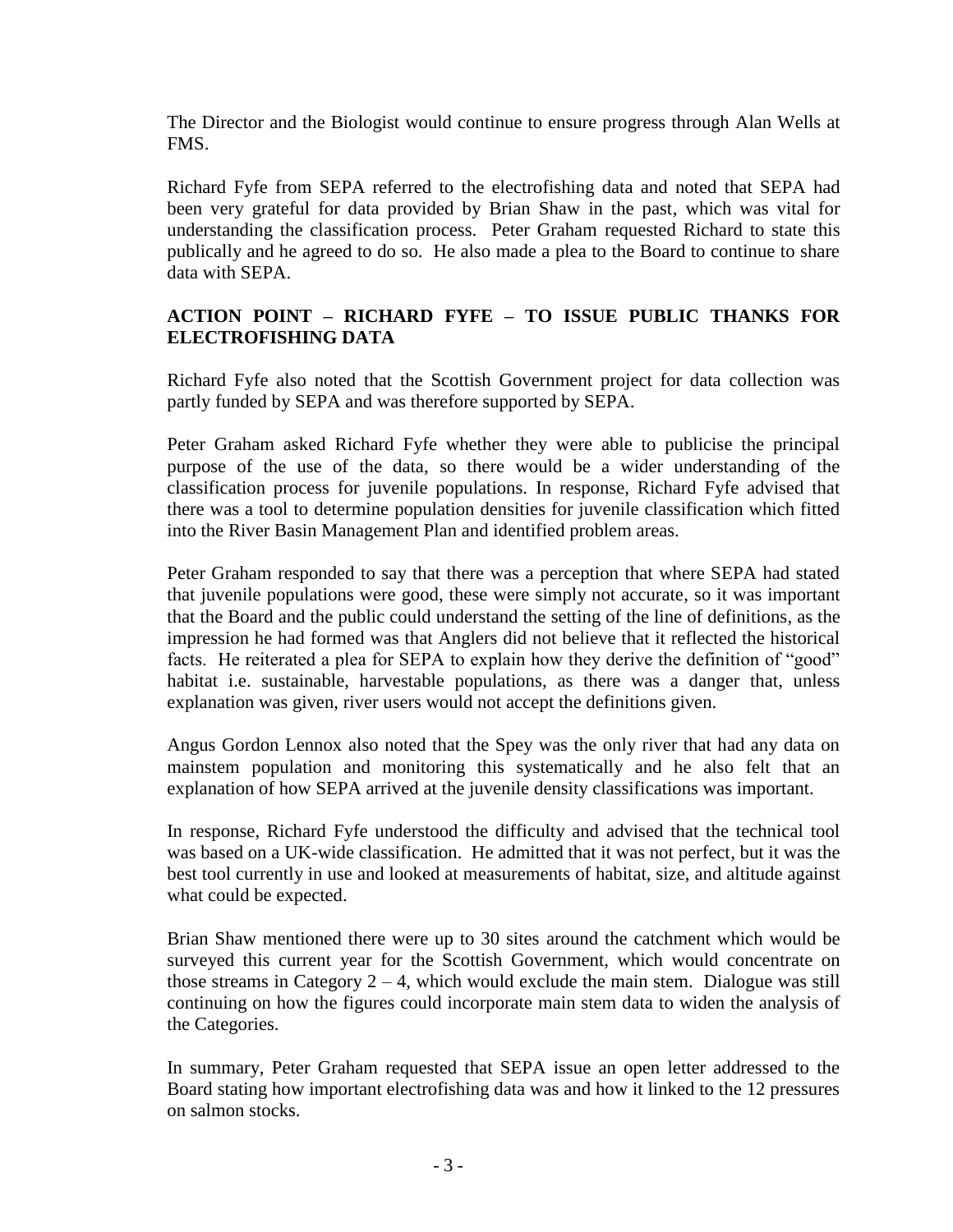The Director and the Biologist would continue to ensure progress through Alan Wells at FMS.

Richard Fyfe from SEPA referred to the electrofishing data and noted that SEPA had been very grateful for data provided by Brian Shaw in the past, which was vital for understanding the classification process. Peter Graham requested Richard to state this publically and he agreed to do so. He also made a plea to the Board to continue to share data with SEPA.

**ACTION POINT – RICHARD FYFE – TO ISSUE PUBLIC THANKS FOR ELECTROFISHING DATA**

Richard Fyfe also noted that the Scottish Government project for data collection was partly funded by SEPA and was therefore supported by SEPA.

Peter Graham asked Richard Fyfe whether they were able to publicise the principal purpose of the use of the data, so there would be a wider understanding of the classification process for juvenile populations. In response, Richard Fyfe advised that there was a tool to determine population densities for juvenile classification which fitted into the River Basin Management Plan and identified problem areas.

Peter Graham responded to say that there was a perception that where SEPA had stated that juvenile populations were good, these were simply not accurate, so it was important that the Board and the public could understand the setting of the line of definitions, as the impression he had formed was that Anglers did not believe that it reflected the historical facts. He reiterated a plea for SEPA to explain how they derive the definition of "good" habitat i.e. sustainable, harvestable populations, as there was a danger that, unless explanation was given, river users would not accept the definitions given.

Angus Gordon Lennox also noted that the Spey was the only river that had any data on mainstem population and monitoring this systematically and he also felt that an explanation of how SEPA arrived at the juvenile density classifications was important.

In response, Richard Fyfe understood the difficulty and advised that the technical tool was based on a UK-wide classification. He admitted that it was not perfect, but it was the best tool currently in use and looked at measurements of habitat, size, and altitude against what could be expected.

Brian Shaw mentioned there were up to 30 sites around the catchment which would be surveyed this current year for the Scottish Government, which would concentrate on those streams in Category 2 – 4, which would exclude the main stem. Dialogue was still continuing on how the figures could incorporate main stem data to widen the analysis of the Categories.

In summary, Peter Graham requested that SEPA issue an open letter addressed to the Board stating how important electrofishing data was and how it linked to the 12 pressures on salmon stocks.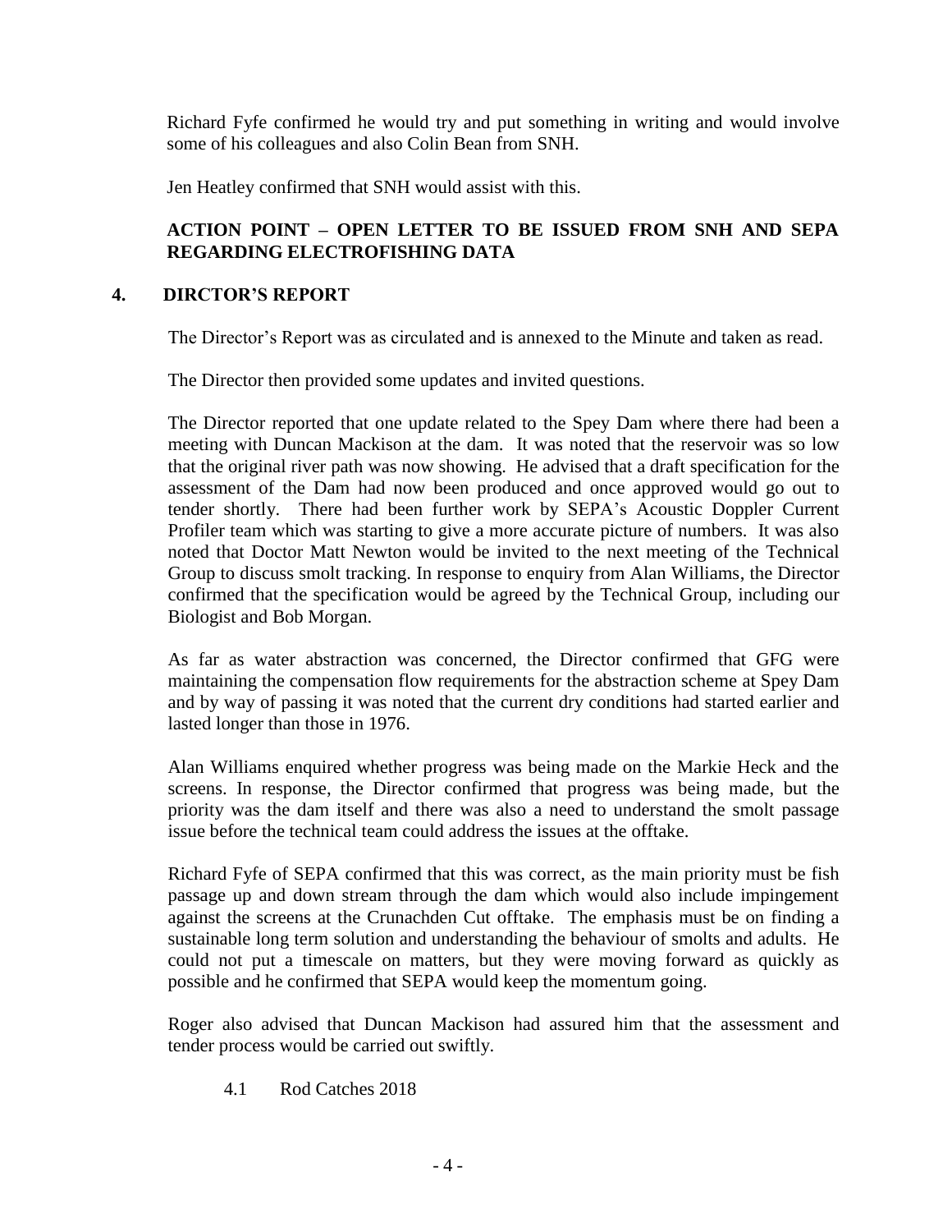Richard Fyfe confirmed he would try and put something in writing and would involve some of his colleagues and also Colin Bean from SNH.

Jen Heatley confirmed that SNH would assist with this.

**ACTION POINT – OPEN LETTER TO BE ISSUED FROM SNH AND SEPA REGARDING ELECTROFISHING DATA**

## 4. DIRCTOR'S REPORT

The Director's Report was as circulated and is annexed to the Minute and taken as read.

The Director then provided some updates and invited questions.

The Director reported that one update related to the Spey Dam where there had been a meeting with Duncan Mackison at the dam. It was noted that the reservoir was so low that the original river path was now showing. He advised that a draft specification for the assessment of the Dam had now been produced and once approved would go out to tender shortly. There had been further work by SEPA's Acoustic Doppler Current Profiler team which was starting to give a more accurate picture of numbers. It was also noted that Doctor Matt Newton would be invited to the next meeting of the Technical Group to discuss smolt tracking. In response to enquiry from Alan Williams, the Director confirmed that the specification would be agreed by the Technical Group, including our Biologist and Bob Morgan.

As far as water abstraction was concerned, the Director confirmed that GFG were maintaining the compensation flow requirements for the abstraction scheme at Spey Dam and by way of passing it was noted that the current dry conditions had started earlier and lasted longer than those in 1976.

Alan Williams enquired whether progress was being made on the Markie Heck and the screens. In response, the Director confirmed that progress was being made, but the priority was the dam itself and there was also a need to understand the smolt passage issue before the technical team could address the issues at the offtake.

Richard Fyfe of SEPA confirmed that this was correct, as the main priority must be fish passage up and down stream through the dam which would also include impingement against the screens at the Crunachden Cut offtake. The emphasis must be on finding a sustainable long term solution and understanding the behaviour of smolts and adults. He could not put a timescale on matters, but they were moving forward as quickly as possible and he confirmed that SEPA would keep the momentum going.

Roger also advised that Duncan Mackison had assured him that the assessment and tender process would be carried out swiftly.

### 4.1 Rod Catches 2018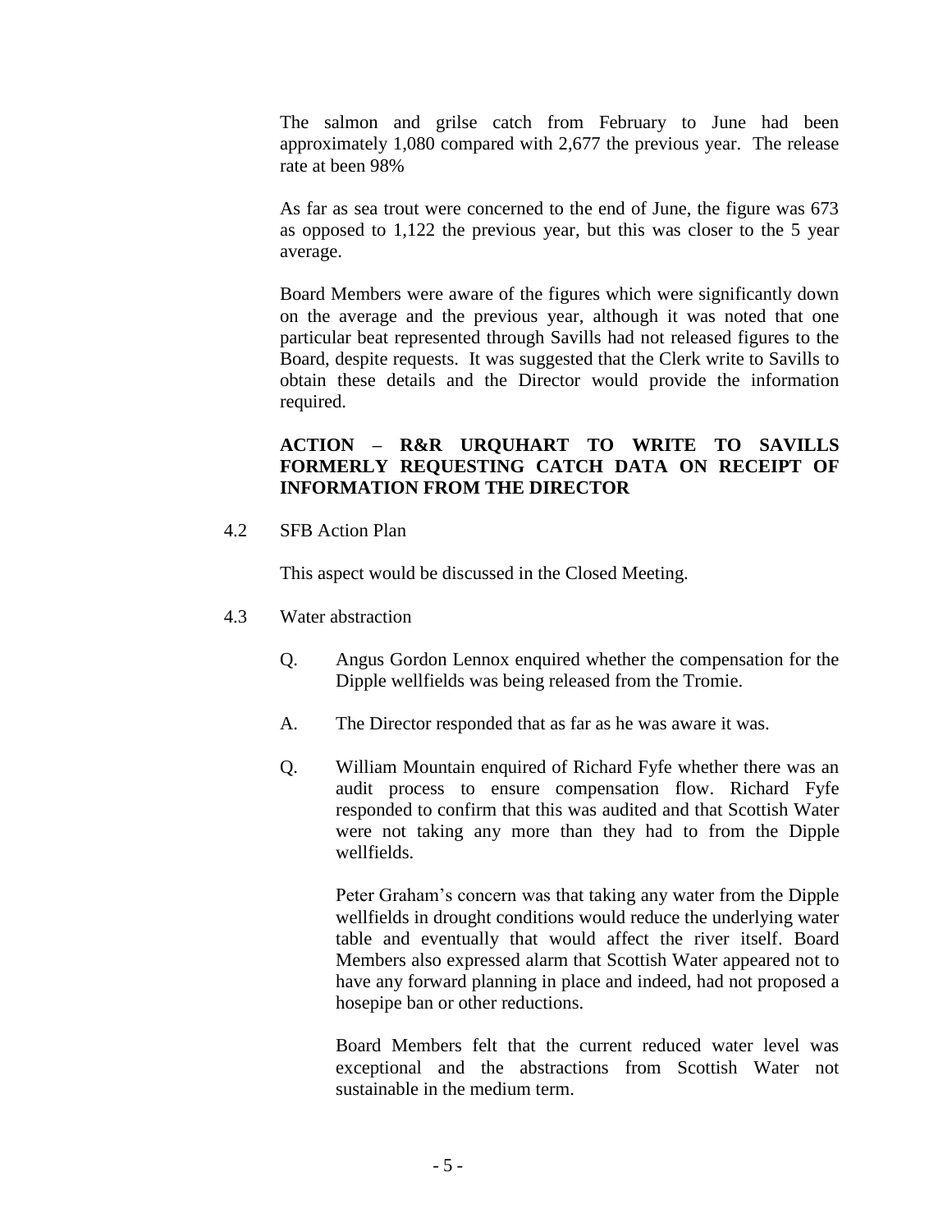The salmon and grilse catch from February to June had been approximately 1,080 compared with 2,677 the previous year. The release rate at been 98%

As far as sea trout were concerned to the end of June, the figure was 673 as opposed to 1,122 the previous year, but this was closer to the 5 year average.

Board Members were aware of the figures which were significantly down on the average and the previous year, although it was noted that one particular beat represented through Savills had not released figures to the Board, despite requests. It was suggested that the Clerk write to Savills to obtain these details and the Director would provide the information required.

**ACTION – R&R URQUHART TO WRITE TO SAVILLS FORMERLY REQUESTING CATCH DATA ON RECEIPT OF INFORMATION FROM THE DIRECTOR**

4.2 SFB Action Plan

This aspect would be discussed in the Closed Meeting.

4.3 Water abstraction

Q. Angus Gordon Lennox enquired whether the compensation for the Dipple wellfields was being released from the Tromie.

A. The Director responded that as far as he was aware it was.

Q. William Mountain enquired of Richard Fyfe whether there was an audit process to ensure compensation flow. Richard Fyfe responded to confirm that this was audited and that Scottish Water were not taking any more than they had to from the Dipple wellfields.

Peter Graham's concern was that taking any water from the Dipple wellfields in drought conditions would reduce the underlying water table and eventually that would affect the river itself. Board Members also expressed alarm that Scottish Water appeared not to have any forward planning in place and indeed, had not proposed a hosepipe ban or other reductions.

Board Members felt that the current reduced water level was exceptional and the abstractions from Scottish Water not sustainable in the medium term.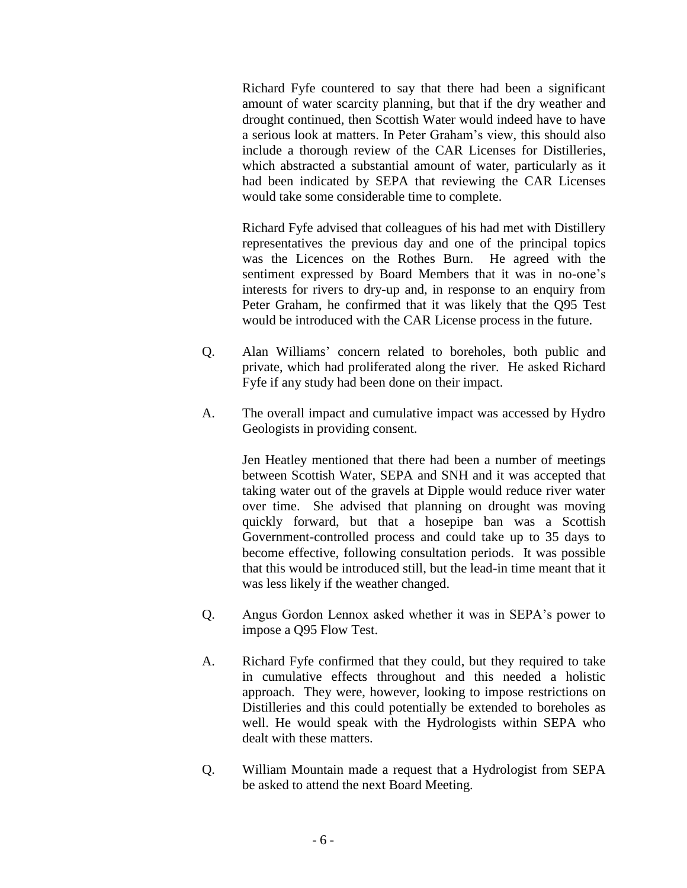Richard Fyfe countered to say that there had been a significant amount of water scarcity planning, but that if the dry weather and drought continued, then Scottish Water would indeed have to have a serious look at matters. In Peter Graham's view, this should also include a thorough review of the CAR Licenses for Distilleries, which abstracted a substantial amount of water, particularly as it had been indicated by SEPA that reviewing the CAR Licenses would take some considerable time to complete.

Richard Fyfe advised that colleagues of his had met with Distillery representatives the previous day and one of the principal topics was the Licences on the Rothes Burn. He agreed with the sentiment expressed by Board Members that it was in no-one's interests for rivers to dry-up and, in response to an enquiry from Peter Graham, he confirmed that it was likely that the Q95 Test would be introduced with the CAR License process in the future.

Q. Alan Williams' concern related to boreholes, both public and private, which had proliferated along the river. He asked Richard Fyfe if any study had been done on their impact.

A. The overall impact and cumulative impact was accessed by Hydro Geologists in providing consent.

Jen Heatley mentioned that there had been a number of meetings between Scottish Water, SEPA and SNH and it was accepted that taking water out of the gravels at Dipple would reduce river water over time. She advised that planning on drought was moving quickly forward, but that a hosepipe ban was a Scottish Government-controlled process and could take up to 35 days to become effective, following consultation periods. It was possible that this would be introduced still, but the lead-in time meant that it was less likely if the weather changed.

Q. Angus Gordon Lennox asked whether it was in SEPA's power to impose a Q95 Flow Test.

A. Richard Fyfe confirmed that they could, but they required to take in cumulative effects throughout and this needed a holistic approach. They were, however, looking to impose restrictions on Distilleries and this could potentially be extended to boreholes as well. He would speak with the Hydrologists within SEPA who dealt with these matters.

Q. William Mountain made a request that a Hydrologist from SEPA be asked to attend the next Board Meeting.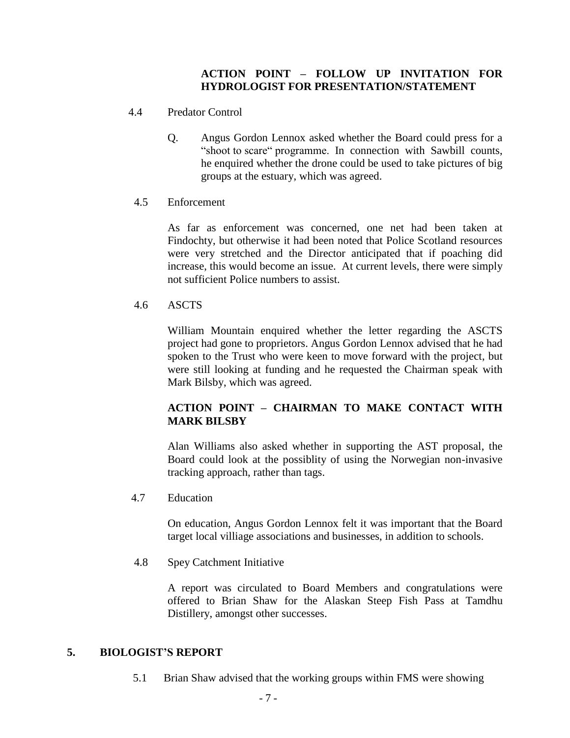**ACTION POINT – FOLLOW UP INVITATION FOR HYDROLOGIST FOR PRESENTATION/STATEMENT**

4.4 Predator Control

Q. Angus Gordon Lennox asked whether the Board could press for a "shoot to scare" programme. In connection with Sawbill counts, he enquired whether the drone could be used to take pictures of big groups at the estuary, which was agreed.

4.5 Enforcement

As far as enforcement was concerned, one net had been taken at Findochty, but otherwise it had been noted that Police Scotland resources were very stretched and the Director anticipated that if poaching did increase, this would become an issue. At current levels, there were simply not sufficient Police numbers to assist.

4.6 ASCTS

William Mountain enquired whether the letter regarding the ASCTS project had gone to proprietors. Angus Gordon Lennox advised that he had spoken to the Trust who were keen to move forward with the project, but were still looking at funding and he requested the Chairman speak with Mark Bilsby, which was agreed.

**ACTION POINT – CHAIRMAN TO MAKE CONTACT WITH MARK BILSBY**

Alan Williams also asked whether in supporting the AST proposal, the Board could look at the possiblity of using the Norwegian non-invasive tracking approach, rather than tags.

4.7 Education

On education, Angus Gordon Lennox felt it was important that the Board target local villiage associations and businesses, in addition to schools.

4.8 Spey Catchment Initiative

A report was circulated to Board Members and congratulations were offered to Brian Shaw for the Alaskan Steep Fish Pass at Tamdhu Distillery, amongst other successes.

## 5. BIOLOGIST'S REPORT

5.1 Brian Shaw advised that the working groups within FMS were showing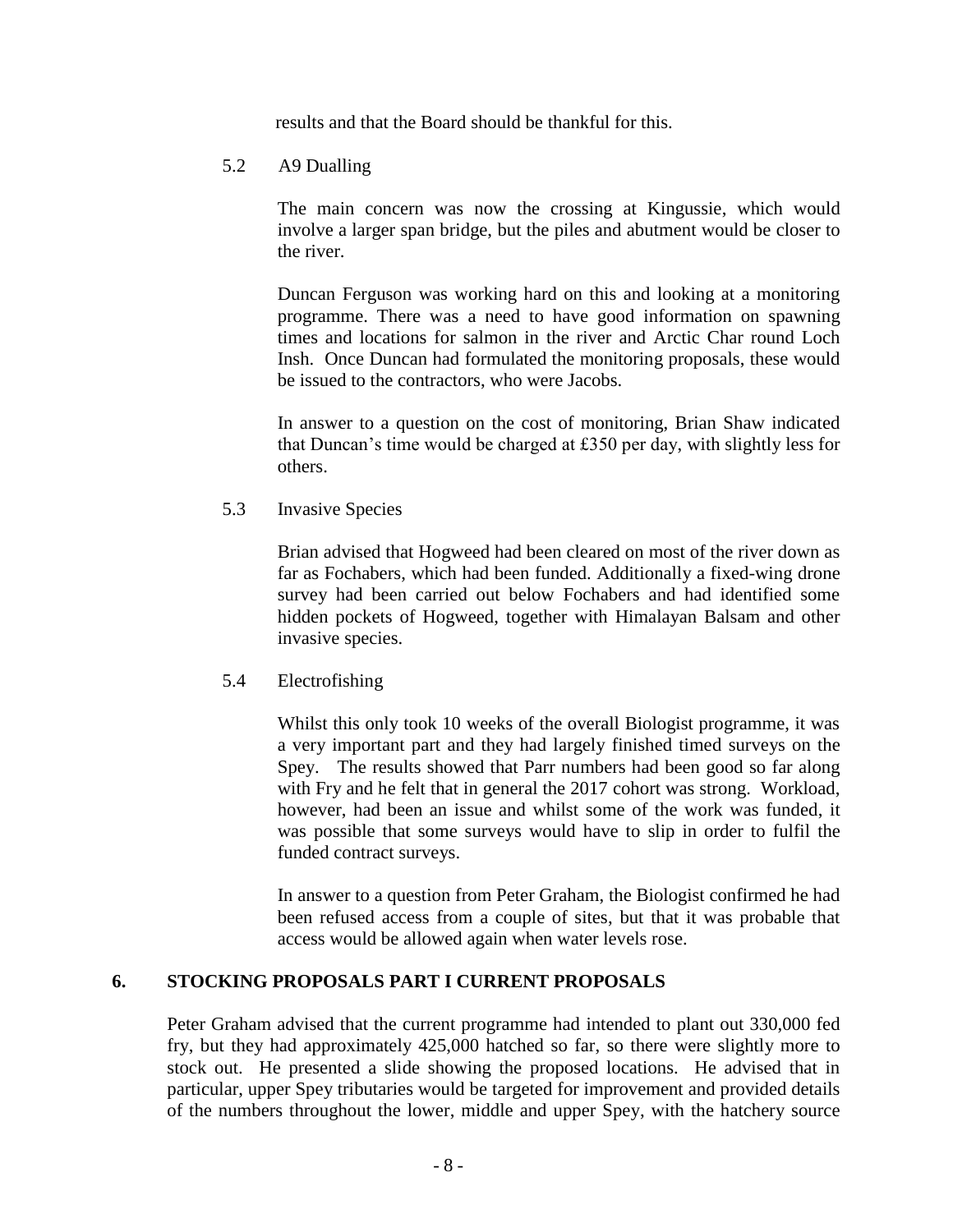results and that the Board should be thankful for this.

5.2 A9 Dualling

The main concern was now the crossing at Kingussie, which would involve a larger span bridge, but the piles and abutment would be closer to the river.

Duncan Ferguson was working hard on this and looking at a monitoring programme. There was a need to have good information on spawning times and locations for salmon in the river and Arctic Char round Loch Insh. Once Duncan had formulated the monitoring proposals, these would be issued to the contractors, who were Jacobs.

In answer to a question on the cost of monitoring, Brian Shaw indicated that Duncan's time would be charged at £350 per day, with slightly less for others.

5.3 Invasive Species

Brian advised that Hogweed had been cleared on most of the river down as far as Fochabers, which had been funded. Additionally a fixed-wing drone survey had been carried out below Fochabers and had identified some hidden pockets of Hogweed, together with Himalayan Balsam and other invasive species.

5.4 Electrofishing

Whilst this only took 10 weeks of the overall Biologist programme, it was a very important part and they had largely finished timed surveys on the Spey. The results showed that Parr numbers had been good so far along with Fry and he felt that in general the 2017 cohort was strong. Workload, however, had been an issue and whilst some of the work was funded, it was possible that some surveys would have to slip in order to fulfil the funded contract surveys.

In answer to a question from Peter Graham, the Biologist confirmed he had been refused access from a couple of sites, but that it was probable that access would be allowed again when water levels rose.

## 6. STOCKING PROPOSALS PART I CURRENT PROPOSALS

Peter Graham advised that the current programme had intended to plant out 330,000 fed fry, but they had approximately 425,000 hatched so far, so there were slightly more to stock out. He presented a slide showing the proposed locations. He advised that in particular, upper Spey tributaries would be targeted for improvement and provided details of the numbers throughout the lower, middle and upper Spey, with the hatchery source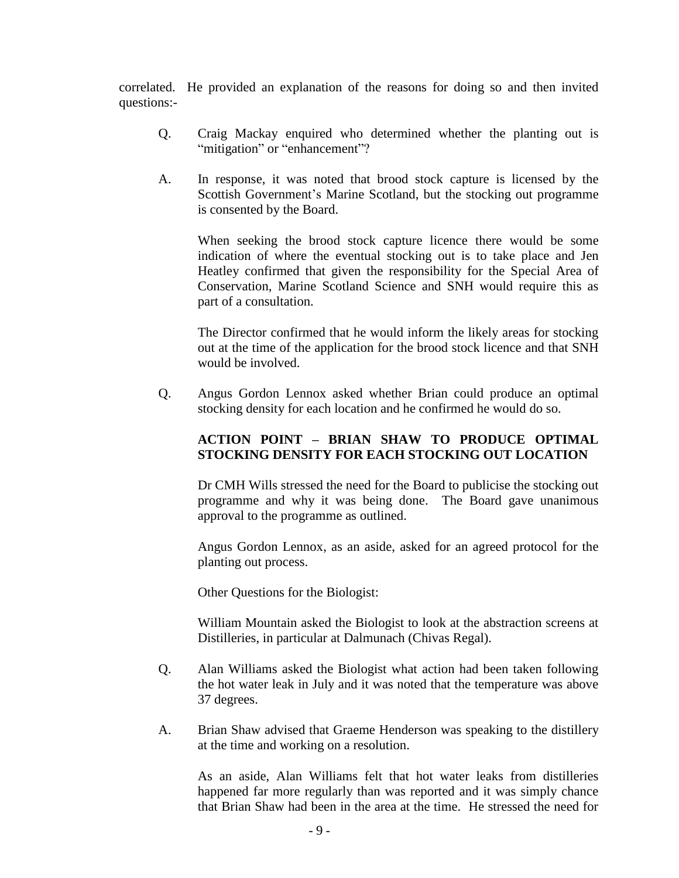correlated. He provided an explanation of the reasons for doing so and then invited questions:-

Q. Craig Mackay enquired who determined whether the planting out is "mitigation" or "enhancement"?

A. In response, it was noted that brood stock capture is licensed by the Scottish Government's Marine Scotland, but the stocking out programme is consented by the Board.

When seeking the brood stock capture licence there would be some indication of where the eventual stocking out is to take place and Jen Heatley confirmed that given the responsibility for the Special Area of Conservation, Marine Scotland Science and SNH would require this as part of a consultation.

The Director confirmed that he would inform the likely areas for stocking out at the time of the application for the brood stock licence and that SNH would be involved.

Q. Angus Gordon Lennox asked whether Brian could produce an optimal stocking density for each location and he confirmed he would do so.

**ACTION POINT – BRIAN SHAW TO PRODUCE OPTIMAL STOCKING DENSITY FOR EACH STOCKING OUT LOCATION**

Dr CMH Wills stressed the need for the Board to publicise the stocking out programme and why it was being done. The Board gave unanimous approval to the programme as outlined.

Angus Gordon Lennox, as an aside, asked for an agreed protocol for the planting out process.

Other Questions for the Biologist:

William Mountain asked the Biologist to look at the abstraction screens at Distilleries, in particular at Dalmunach (Chivas Regal).

Q. Alan Williams asked the Biologist what action had been taken following the hot water leak in July and it was noted that the temperature was above 37 degrees.

A. Brian Shaw advised that Graeme Henderson was speaking to the distillery at the time and working on a resolution.

As an aside, Alan Williams felt that hot water leaks from distilleries happened far more regularly than was reported and it was simply chance that Brian Shaw had been in the area at the time. He stressed the need for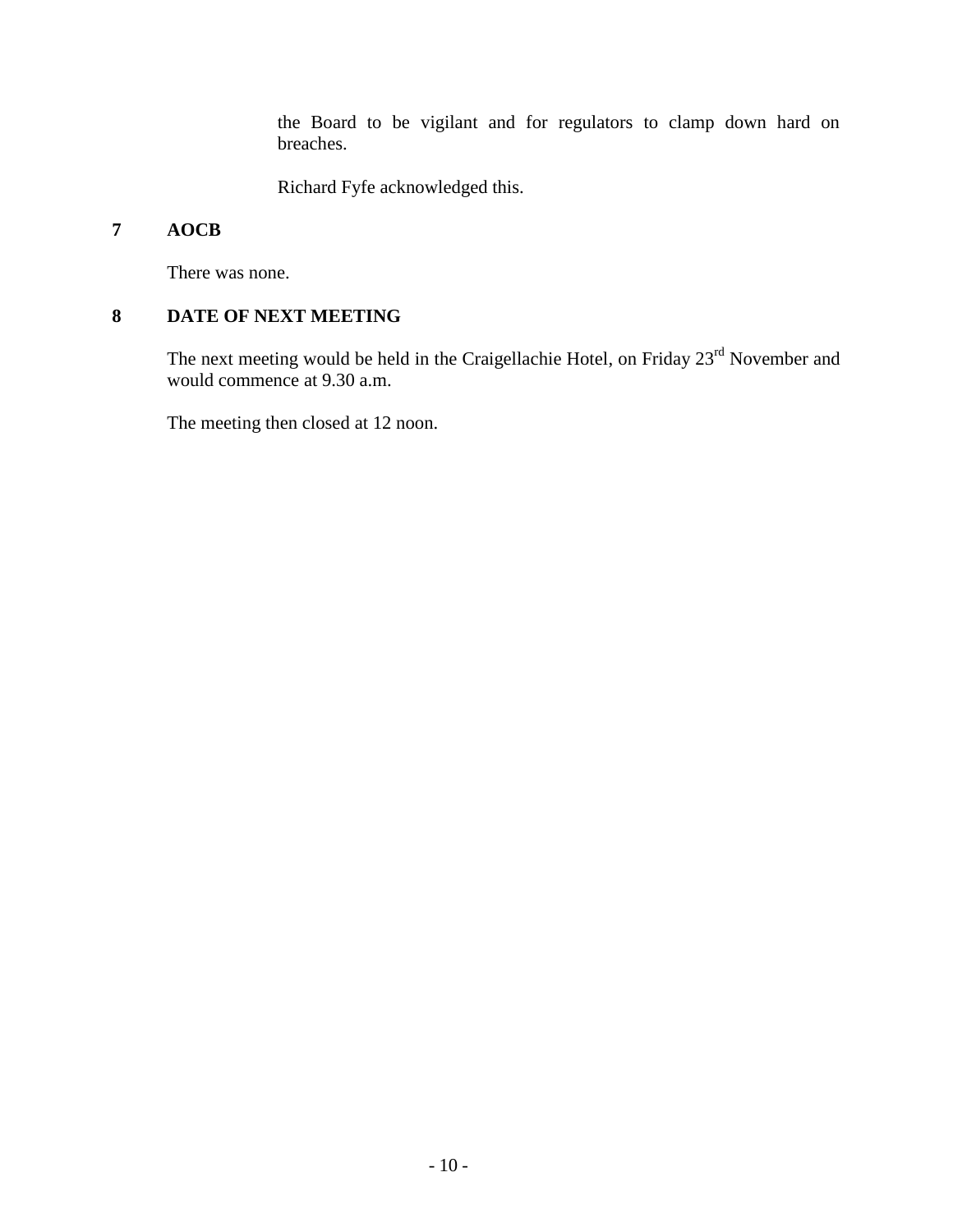the Board to be vigilant and for regulators to clamp down hard on breaches.

Richard Fyfe acknowledged this.

## 7 AOCB

There was none.

## 8 DATE OF NEXT MEETING

The next meeting would be held in the Craigellachie Hotel, on Friday 23rd November and would commence at 9.30 a.m.

The meeting then closed at 12 noon.